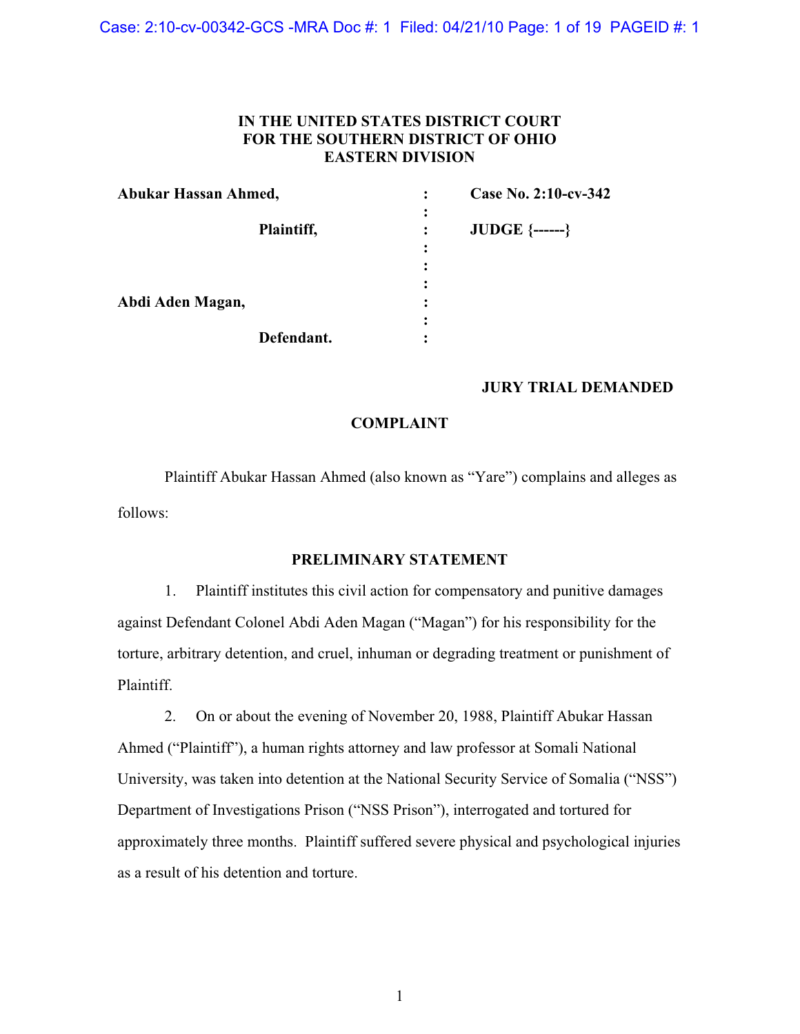**IN THE UNITED STATES DISTRICT COURT**
**FOR THE SOUTHERN DISTRICT OF OHIO**
**EASTERN DIVISION**

| | | |
|---|---|---|
| **Abukar Hassan Ahmed,** | : | **Case No. 2:10-cv-342** |
| **Plaintiff,** | : | **JUDGE {------}** |
| | : | |
| **Abdi Aden Magan,** | : | |
| **Defendant.** | : | |

**JURY TRIAL DEMANDED**

**COMPLAINT**

Plaintiff Abukar Hassan Ahmed (also known as "Yare") complains and alleges as follows:

**PRELIMINARY STATEMENT**

1. Plaintiff institutes this civil action for compensatory and punitive damages against Defendant Colonel Abdi Aden Magan ("Magan") for his responsibility for the torture, arbitrary detention, and cruel, inhuman or degrading treatment or punishment of Plaintiff.

2. On or about the evening of November 20, 1988, Plaintiff Abukar Hassan Ahmed ("Plaintiff"), a human rights attorney and law professor at Somali National University, was taken into detention at the National Security Service of Somalia ("NSS") Department of Investigations Prison ("NSS Prison"), interrogated and tortured for approximately three months. Plaintiff suffered severe physical and psychological injuries as a result of his detention and torture.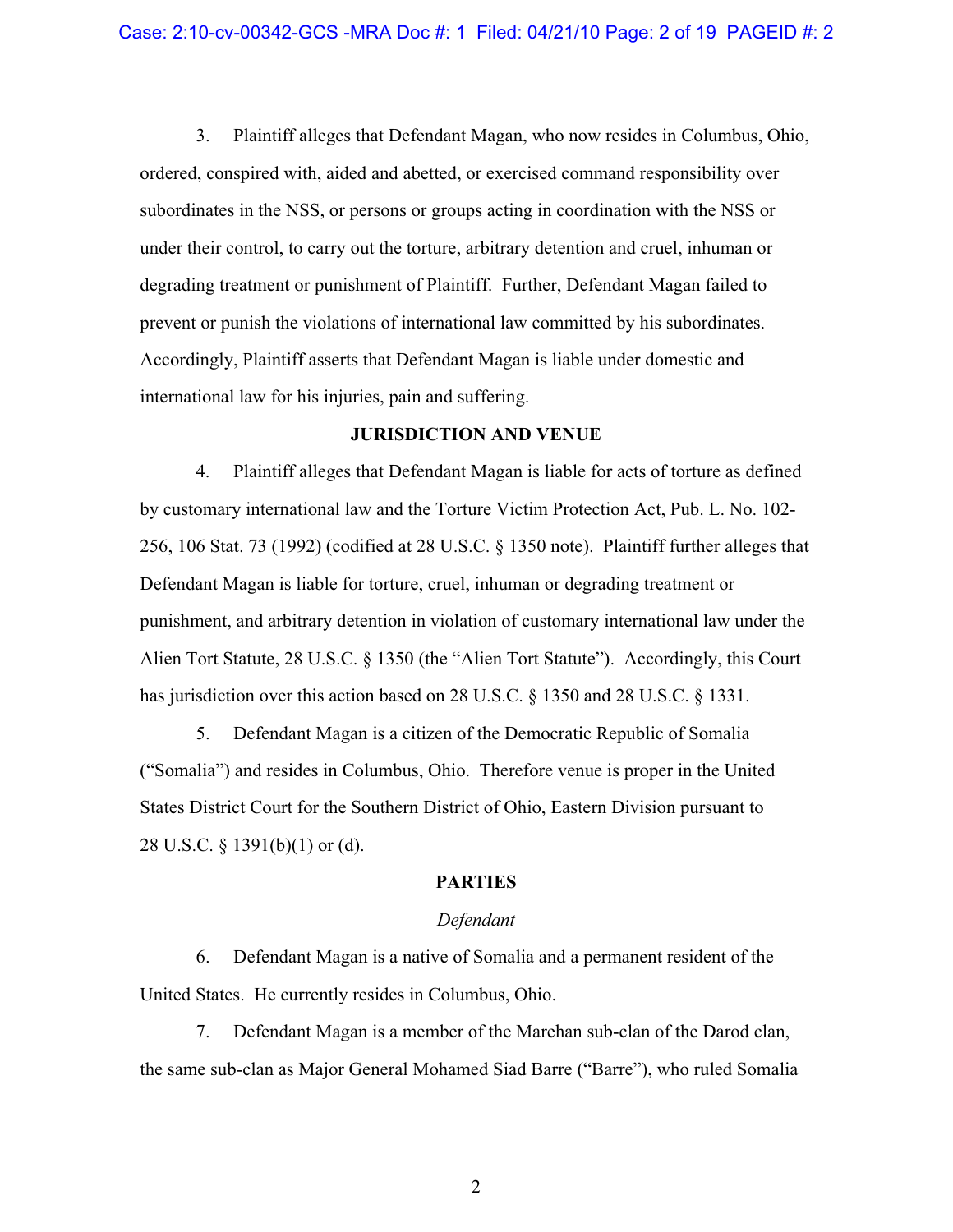3. Plaintiff alleges that Defendant Magan, who now resides in Columbus, Ohio, ordered, conspired with, aided and abetted, or exercised command responsibility over subordinates in the NSS, or persons or groups acting in coordination with the NSS or under their control, to carry out the torture, arbitrary detention and cruel, inhuman or degrading treatment or punishment of Plaintiff. Further, Defendant Magan failed to prevent or punish the violations of international law committed by his subordinates. Accordingly, Plaintiff asserts that Defendant Magan is liable under domestic and international law for his injuries, pain and suffering.

## JURISDICTION AND VENUE

4. Plaintiff alleges that Defendant Magan is liable for acts of torture as defined by customary international law and the Torture Victim Protection Act, Pub. L. No. 102-256, 106 Stat. 73 (1992) (codified at 28 U.S.C. § 1350 note). Plaintiff further alleges that Defendant Magan is liable for torture, cruel, inhuman or degrading treatment or punishment, and arbitrary detention in violation of customary international law under the Alien Tort Statute, 28 U.S.C. § 1350 (the "Alien Tort Statute"). Accordingly, this Court has jurisdiction over this action based on 28 U.S.C. § 1350 and 28 U.S.C. § 1331.

5. Defendant Magan is a citizen of the Democratic Republic of Somalia ("Somalia") and resides in Columbus, Ohio. Therefore venue is proper in the United States District Court for the Southern District of Ohio, Eastern Division pursuant to 28 U.S.C. § 1391(b)(1) or (d).

## PARTIES

### *Defendant*

6. Defendant Magan is a native of Somalia and a permanent resident of the United States. He currently resides in Columbus, Ohio.

7. Defendant Magan is a member of the Marehan sub-clan of the Darod clan, the same sub-clan as Major General Mohamed Siad Barre ("Barre"), who ruled Somalia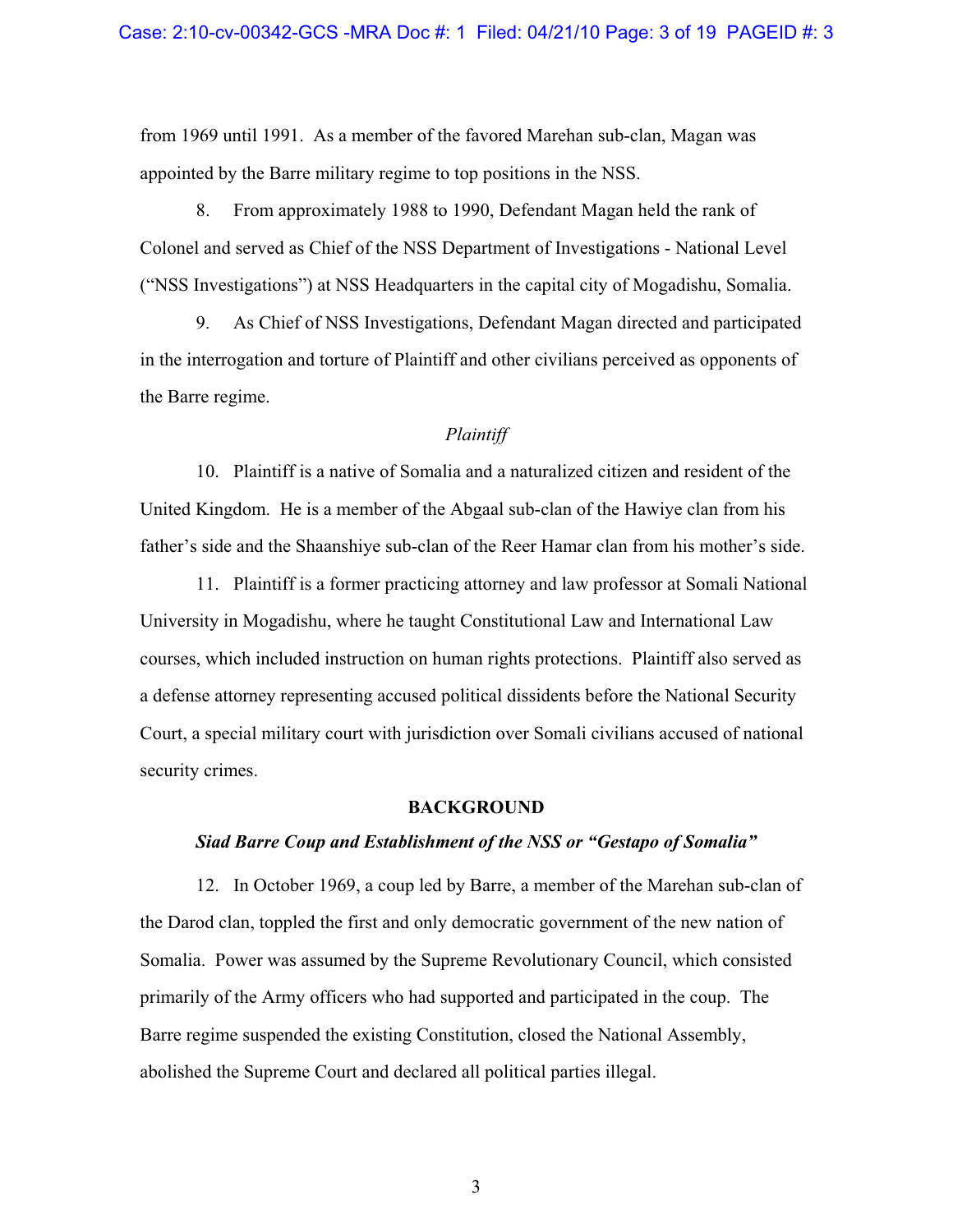from 1969 until 1991. As a member of the favored Marehan sub-clan, Magan was appointed by the Barre military regime to top positions in the NSS.

8. From approximately 1988 to 1990, Defendant Magan held the rank of Colonel and served as Chief of the NSS Department of Investigations - National Level ("NSS Investigations") at NSS Headquarters in the capital city of Mogadishu, Somalia.

9. As Chief of NSS Investigations, Defendant Magan directed and participated in the interrogation and torture of Plaintiff and other civilians perceived as opponents of the Barre regime.

*Plaintiff*

10. Plaintiff is a native of Somalia and a naturalized citizen and resident of the United Kingdom. He is a member of the Abgaal sub-clan of the Hawiye clan from his father's side and the Shaanshiye sub-clan of the Reer Hamar clan from his mother's side.

11. Plaintiff is a former practicing attorney and law professor at Somali National University in Mogadishu, where he taught Constitutional Law and International Law courses, which included instruction on human rights protections. Plaintiff also served as a defense attorney representing accused political dissidents before the National Security Court, a special military court with jurisdiction over Somali civilians accused of national security crimes.

## BACKGROUND

### *Siad Barre Coup and Establishment of the NSS or "Gestapo of Somalia"*

12. In October 1969, a coup led by Barre, a member of the Marehan sub-clan of the Darod clan, toppled the first and only democratic government of the new nation of Somalia. Power was assumed by the Supreme Revolutionary Council, which consisted primarily of the Army officers who had supported and participated in the coup. The Barre regime suspended the existing Constitution, closed the National Assembly, abolished the Supreme Court and declared all political parties illegal.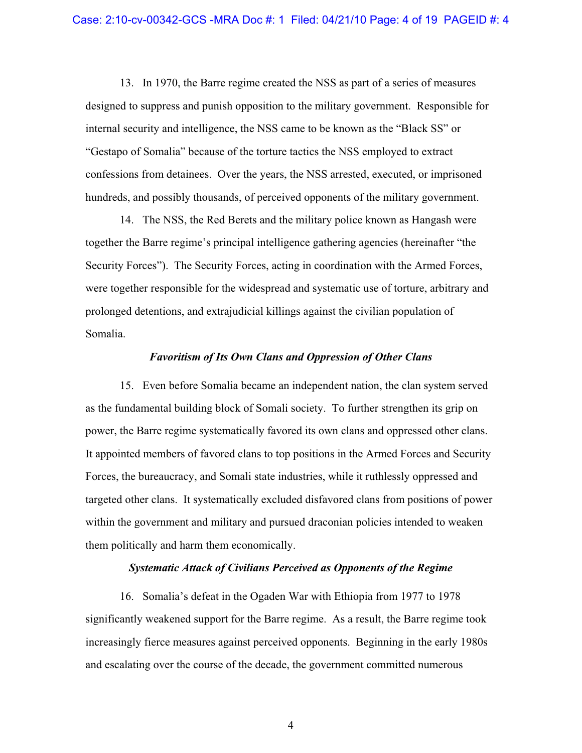13. In 1970, the Barre regime created the NSS as part of a series of measures designed to suppress and punish opposition to the military government. Responsible for internal security and intelligence, the NSS came to be known as the "Black SS" or "Gestapo of Somalia" because of the torture tactics the NSS employed to extract confessions from detainees. Over the years, the NSS arrested, executed, or imprisoned hundreds, and possibly thousands, of perceived opponents of the military government.

14. The NSS, the Red Berets and the military police known as Hangash were together the Barre regime's principal intelligence gathering agencies (hereinafter "the Security Forces"). The Security Forces, acting in coordination with the Armed Forces, were together responsible for the widespread and systematic use of torture, arbitrary and prolonged detentions, and extrajudicial killings against the civilian population of Somalia.

***Favoritism of Its Own Clans and Oppression of Other Clans***

15. Even before Somalia became an independent nation, the clan system served as the fundamental building block of Somali society. To further strengthen its grip on power, the Barre regime systematically favored its own clans and oppressed other clans. It appointed members of favored clans to top positions in the Armed Forces and Security Forces, the bureaucracy, and Somali state industries, while it ruthlessly oppressed and targeted other clans. It systematically excluded disfavored clans from positions of power within the government and military and pursued draconian policies intended to weaken them politically and harm them economically.

***Systematic Attack of Civilians Perceived as Opponents of the Regime***

16. Somalia's defeat in the Ogaden War with Ethiopia from 1977 to 1978 significantly weakened support for the Barre regime. As a result, the Barre regime took increasingly fierce measures against perceived opponents. Beginning in the early 1980s and escalating over the course of the decade, the government committed numerous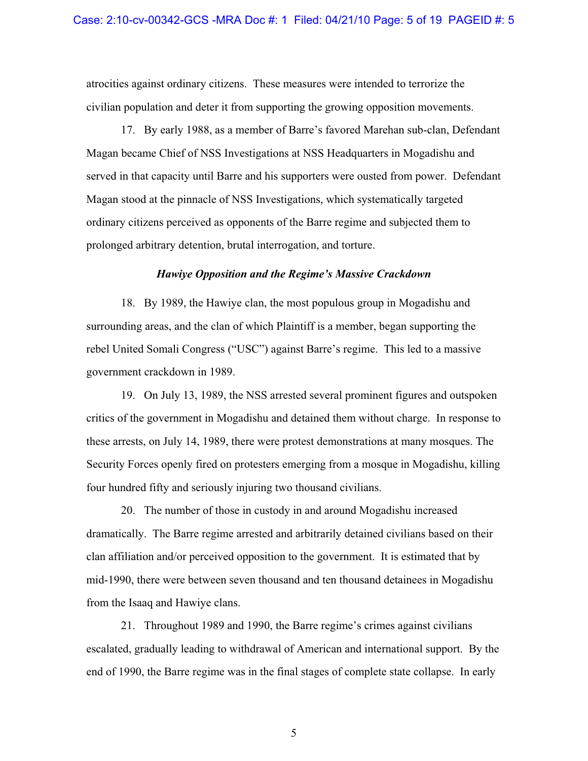atrocities against ordinary citizens. These measures were intended to terrorize the civilian population and deter it from supporting the growing opposition movements.

17. By early 1988, as a member of Barre's favored Marehan sub-clan, Defendant Magan became Chief of NSS Investigations at NSS Headquarters in Mogadishu and served in that capacity until Barre and his supporters were ousted from power. Defendant Magan stood at the pinnacle of NSS Investigations, which systematically targeted ordinary citizens perceived as opponents of the Barre regime and subjected them to prolonged arbitrary detention, brutal interrogation, and torture.

***Hawiye Opposition and the Regime's Massive Crackdown***

18. By 1989, the Hawiye clan, the most populous group in Mogadishu and surrounding areas, and the clan of which Plaintiff is a member, began supporting the rebel United Somali Congress ("USC") against Barre's regime. This led to a massive government crackdown in 1989.

19. On July 13, 1989, the NSS arrested several prominent figures and outspoken critics of the government in Mogadishu and detained them without charge. In response to these arrests, on July 14, 1989, there were protest demonstrations at many mosques. The Security Forces openly fired on protesters emerging from a mosque in Mogadishu, killing four hundred fifty and seriously injuring two thousand civilians.

20. The number of those in custody in and around Mogadishu increased dramatically. The Barre regime arrested and arbitrarily detained civilians based on their clan affiliation and/or perceived opposition to the government. It is estimated that by mid-1990, there were between seven thousand and ten thousand detainees in Mogadishu from the Isaaq and Hawiye clans.

21. Throughout 1989 and 1990, the Barre regime's crimes against civilians escalated, gradually leading to withdrawal of American and international support. By the end of 1990, the Barre regime was in the final stages of complete state collapse. In early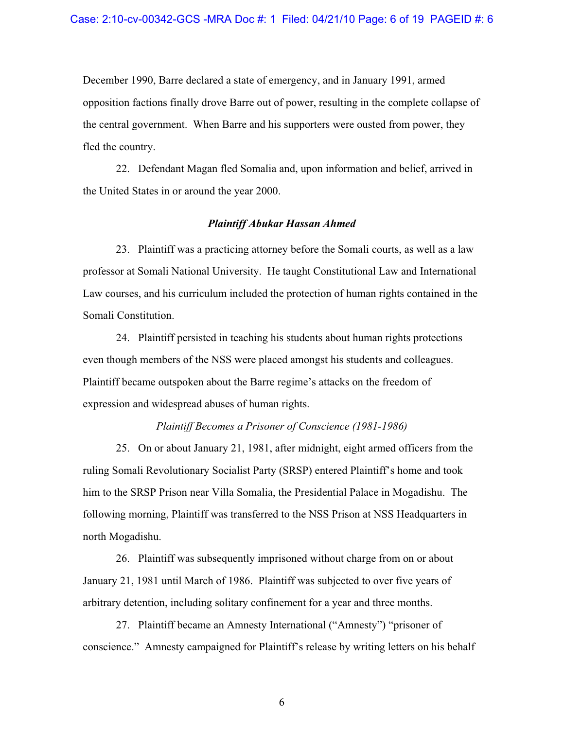December 1990, Barre declared a state of emergency, and in January 1991, armed opposition factions finally drove Barre out of power, resulting in the complete collapse of the central government. When Barre and his supporters were ousted from power, they fled the country.

22. Defendant Magan fled Somalia and, upon information and belief, arrived in the United States in or around the year 2000.

### ***Plaintiff Abukar Hassan Ahmed***

23. Plaintiff was a practicing attorney before the Somali courts, as well as a law professor at Somali National University. He taught Constitutional Law and International Law courses, and his curriculum included the protection of human rights contained in the Somali Constitution.

24. Plaintiff persisted in teaching his students about human rights protections even though members of the NSS were placed amongst his students and colleagues. Plaintiff became outspoken about the Barre regime's attacks on the freedom of expression and widespread abuses of human rights.

*Plaintiff Becomes a Prisoner of Conscience (1981-1986)*

25. On or about January 21, 1981, after midnight, eight armed officers from the ruling Somali Revolutionary Socialist Party (SRSP) entered Plaintiff's home and took him to the SRSP Prison near Villa Somalia, the Presidential Palace in Mogadishu. The following morning, Plaintiff was transferred to the NSS Prison at NSS Headquarters in north Mogadishu.

26. Plaintiff was subsequently imprisoned without charge from on or about January 21, 1981 until March of 1986. Plaintiff was subjected to over five years of arbitrary detention, including solitary confinement for a year and three months.

27. Plaintiff became an Amnesty International ("Amnesty") "prisoner of conscience." Amnesty campaigned for Plaintiff's release by writing letters on his behalf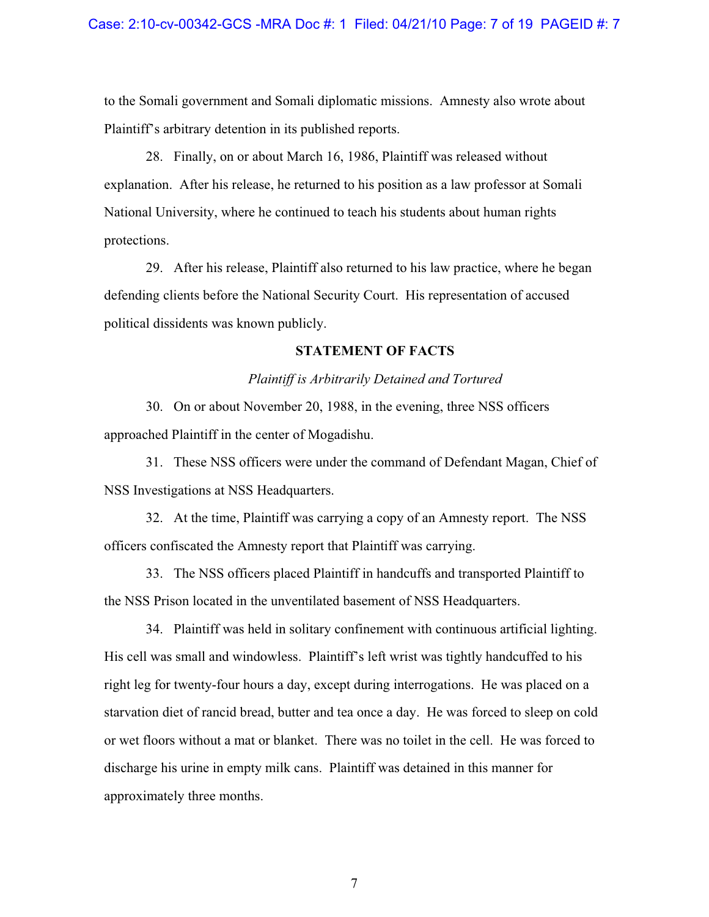to the Somali government and Somali diplomatic missions. Amnesty also wrote about Plaintiff's arbitrary detention in its published reports.

28. Finally, on or about March 16, 1986, Plaintiff was released without explanation. After his release, he returned to his position as a law professor at Somali National University, where he continued to teach his students about human rights protections.

29. After his release, Plaintiff also returned to his law practice, where he began defending clients before the National Security Court. His representation of accused political dissidents was known publicly.

## STATEMENT OF FACTS

*Plaintiff is Arbitrarily Detained and Tortured*

30. On or about November 20, 1988, in the evening, three NSS officers approached Plaintiff in the center of Mogadishu.

31. These NSS officers were under the command of Defendant Magan, Chief of NSS Investigations at NSS Headquarters.

32. At the time, Plaintiff was carrying a copy of an Amnesty report. The NSS officers confiscated the Amnesty report that Plaintiff was carrying.

33. The NSS officers placed Plaintiff in handcuffs and transported Plaintiff to the NSS Prison located in the unventilated basement of NSS Headquarters.

34. Plaintiff was held in solitary confinement with continuous artificial lighting. His cell was small and windowless. Plaintiff's left wrist was tightly handcuffed to his right leg for twenty-four hours a day, except during interrogations. He was placed on a starvation diet of rancid bread, butter and tea once a day. He was forced to sleep on cold or wet floors without a mat or blanket. There was no toilet in the cell. He was forced to discharge his urine in empty milk cans. Plaintiff was detained in this manner for approximately three months.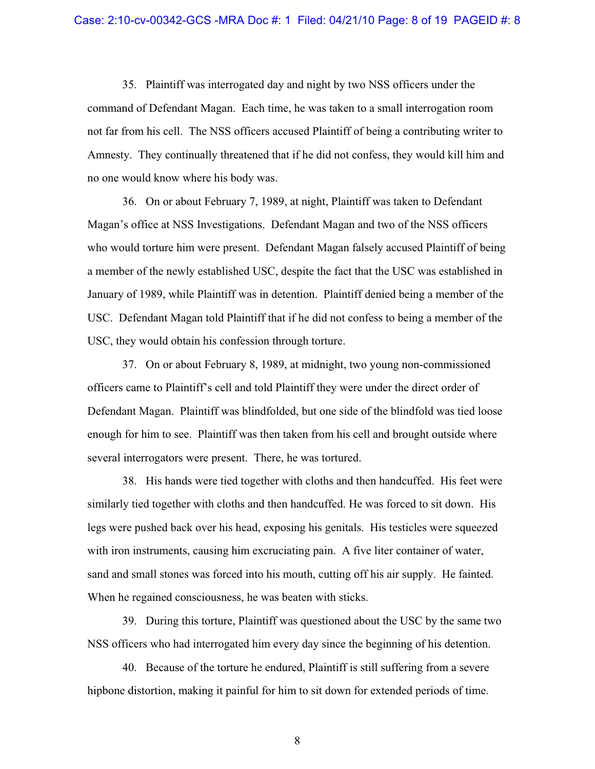35. Plaintiff was interrogated day and night by two NSS officers under the command of Defendant Magan. Each time, he was taken to a small interrogation room not far from his cell. The NSS officers accused Plaintiff of being a contributing writer to Amnesty. They continually threatened that if he did not confess, they would kill him and no one would know where his body was.

36. On or about February 7, 1989, at night, Plaintiff was taken to Defendant Magan's office at NSS Investigations. Defendant Magan and two of the NSS officers who would torture him were present. Defendant Magan falsely accused Plaintiff of being a member of the newly established USC, despite the fact that the USC was established in January of 1989, while Plaintiff was in detention. Plaintiff denied being a member of the USC. Defendant Magan told Plaintiff that if he did not confess to being a member of the USC, they would obtain his confession through torture.

37. On or about February 8, 1989, at midnight, two young non-commissioned officers came to Plaintiff's cell and told Plaintiff they were under the direct order of Defendant Magan. Plaintiff was blindfolded, but one side of the blindfold was tied loose enough for him to see. Plaintiff was then taken from his cell and brought outside where several interrogators were present. There, he was tortured.

38. His hands were tied together with cloths and then handcuffed. His feet were similarly tied together with cloths and then handcuffed. He was forced to sit down. His legs were pushed back over his head, exposing his genitals. His testicles were squeezed with iron instruments, causing him excruciating pain. A five liter container of water, sand and small stones was forced into his mouth, cutting off his air supply. He fainted. When he regained consciousness, he was beaten with sticks.

39. During this torture, Plaintiff was questioned about the USC by the same two NSS officers who had interrogated him every day since the beginning of his detention.

40. Because of the torture he endured, Plaintiff is still suffering from a severe hipbone distortion, making it painful for him to sit down for extended periods of time.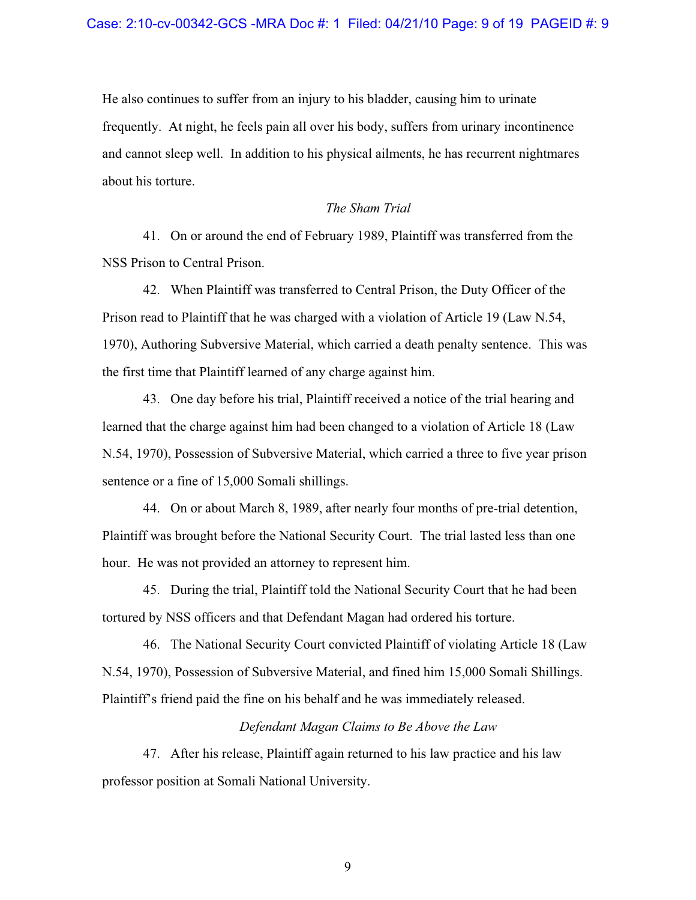He also continues to suffer from an injury to his bladder, causing him to urinate frequently. At night, he feels pain all over his body, suffers from urinary incontinence and cannot sleep well. In addition to his physical ailments, he has recurrent nightmares about his torture.

*The Sham Trial*

41. On or around the end of February 1989, Plaintiff was transferred from the NSS Prison to Central Prison.

42. When Plaintiff was transferred to Central Prison, the Duty Officer of the Prison read to Plaintiff that he was charged with a violation of Article 19 (Law N.54, 1970), Authoring Subversive Material, which carried a death penalty sentence. This was the first time that Plaintiff learned of any charge against him.

43. One day before his trial, Plaintiff received a notice of the trial hearing and learned that the charge against him had been changed to a violation of Article 18 (Law N.54, 1970), Possession of Subversive Material, which carried a three to five year prison sentence or a fine of 15,000 Somali shillings.

44. On or about March 8, 1989, after nearly four months of pre-trial detention, Plaintiff was brought before the National Security Court. The trial lasted less than one hour. He was not provided an attorney to represent him.

45. During the trial, Plaintiff told the National Security Court that he had been tortured by NSS officers and that Defendant Magan had ordered his torture.

46. The National Security Court convicted Plaintiff of violating Article 18 (Law N.54, 1970), Possession of Subversive Material, and fined him 15,000 Somali Shillings. Plaintiff's friend paid the fine on his behalf and he was immediately released.

*Defendant Magan Claims to Be Above the Law*

47. After his release, Plaintiff again returned to his law practice and his law professor position at Somali National University.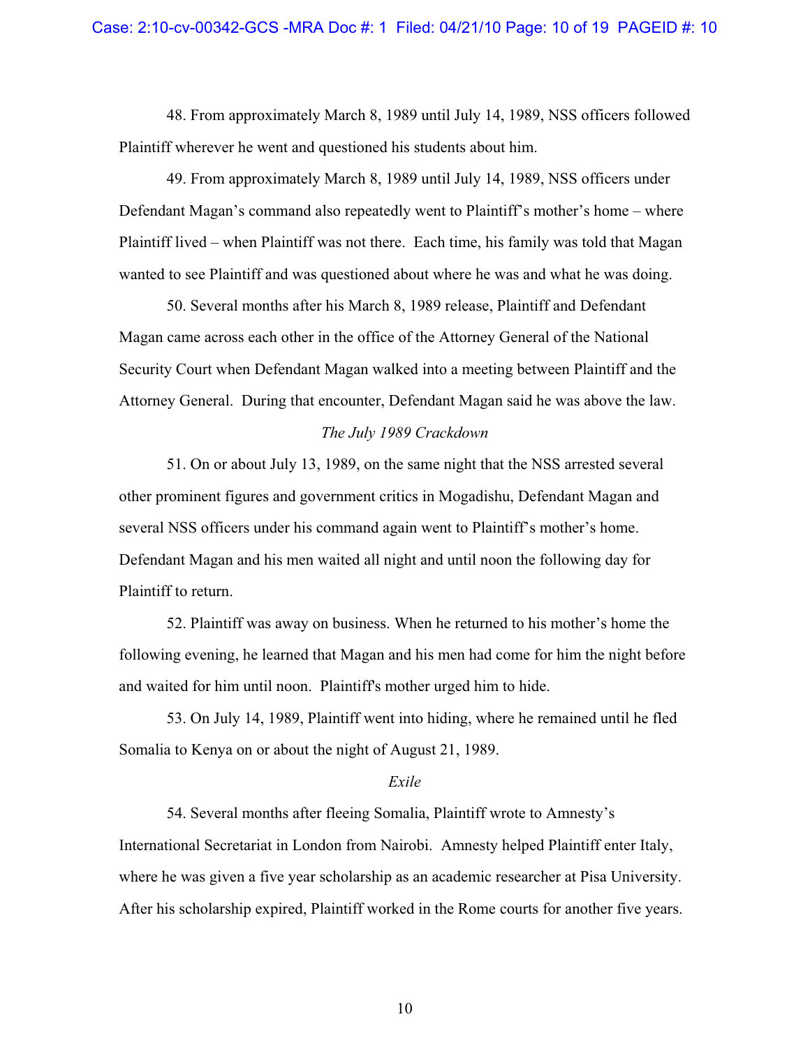48. From approximately March 8, 1989 until July 14, 1989, NSS officers followed Plaintiff wherever he went and questioned his students about him.

49. From approximately March 8, 1989 until July 14, 1989, NSS officers under Defendant Magan's command also repeatedly went to Plaintiff's mother's home – where Plaintiff lived – when Plaintiff was not there. Each time, his family was told that Magan wanted to see Plaintiff and was questioned about where he was and what he was doing.

50. Several months after his March 8, 1989 release, Plaintiff and Defendant Magan came across each other in the office of the Attorney General of the National Security Court when Defendant Magan walked into a meeting between Plaintiff and the Attorney General. During that encounter, Defendant Magan said he was above the law.

*The July 1989 Crackdown*

51. On or about July 13, 1989, on the same night that the NSS arrested several other prominent figures and government critics in Mogadishu, Defendant Magan and several NSS officers under his command again went to Plaintiff's mother's home. Defendant Magan and his men waited all night and until noon the following day for Plaintiff to return.

52. Plaintiff was away on business. When he returned to his mother's home the following evening, he learned that Magan and his men had come for him the night before and waited for him until noon. Plaintiff's mother urged him to hide.

53. On July 14, 1989, Plaintiff went into hiding, where he remained until he fled Somalia to Kenya on or about the night of August 21, 1989.

*Exile*

54. Several months after fleeing Somalia, Plaintiff wrote to Amnesty's International Secretariat in London from Nairobi. Amnesty helped Plaintiff enter Italy, where he was given a five year scholarship as an academic researcher at Pisa University. After his scholarship expired, Plaintiff worked in the Rome courts for another five years.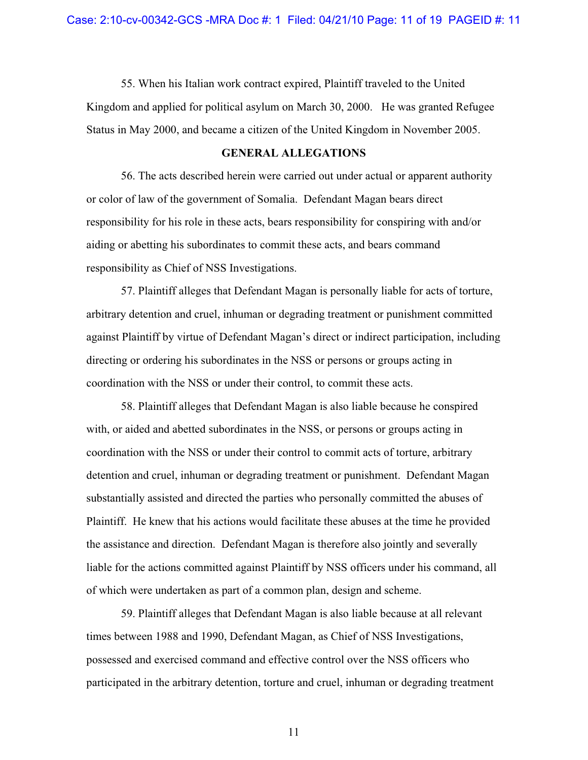55. When his Italian work contract expired, Plaintiff traveled to the United Kingdom and applied for political asylum on March 30, 2000. He was granted Refugee Status in May 2000, and became a citizen of the United Kingdom in November 2005.

## GENERAL ALLEGATIONS

56. The acts described herein were carried out under actual or apparent authority or color of law of the government of Somalia. Defendant Magan bears direct responsibility for his role in these acts, bears responsibility for conspiring with and/or aiding or abetting his subordinates to commit these acts, and bears command responsibility as Chief of NSS Investigations.

57. Plaintiff alleges that Defendant Magan is personally liable for acts of torture, arbitrary detention and cruel, inhuman or degrading treatment or punishment committed against Plaintiff by virtue of Defendant Magan's direct or indirect participation, including directing or ordering his subordinates in the NSS or persons or groups acting in coordination with the NSS or under their control, to commit these acts.

58. Plaintiff alleges that Defendant Magan is also liable because he conspired with, or aided and abetted subordinates in the NSS, or persons or groups acting in coordination with the NSS or under their control to commit acts of torture, arbitrary detention and cruel, inhuman or degrading treatment or punishment. Defendant Magan substantially assisted and directed the parties who personally committed the abuses of Plaintiff. He knew that his actions would facilitate these abuses at the time he provided the assistance and direction. Defendant Magan is therefore also jointly and severally liable for the actions committed against Plaintiff by NSS officers under his command, all of which were undertaken as part of a common plan, design and scheme.

59. Plaintiff alleges that Defendant Magan is also liable because at all relevant times between 1988 and 1990, Defendant Magan, as Chief of NSS Investigations, possessed and exercised command and effective control over the NSS officers who participated in the arbitrary detention, torture and cruel, inhuman or degrading treatment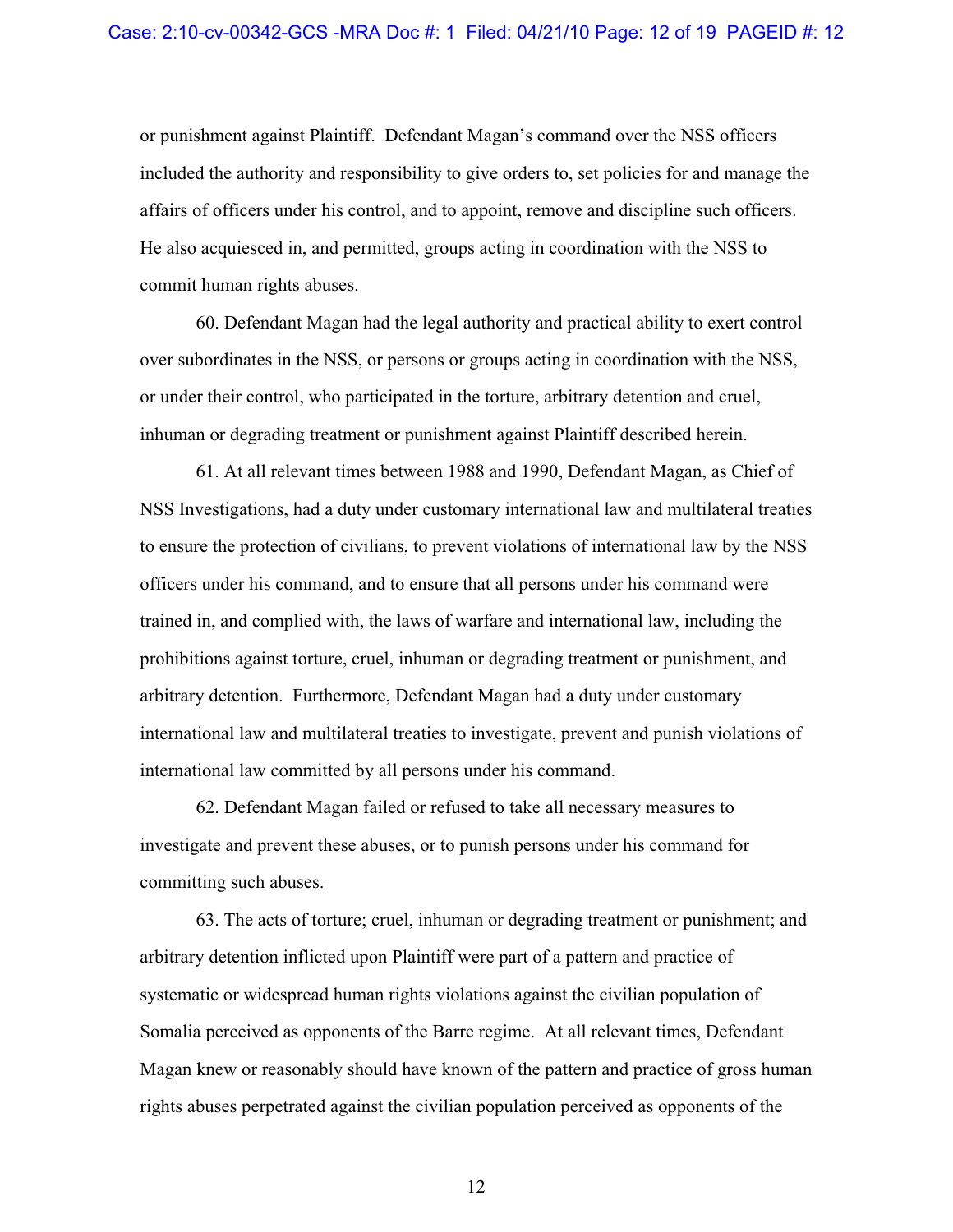or punishment against Plaintiff. Defendant Magan's command over the NSS officers included the authority and responsibility to give orders to, set policies for and manage the affairs of officers under his control, and to appoint, remove and discipline such officers. He also acquiesced in, and permitted, groups acting in coordination with the NSS to commit human rights abuses.

60. Defendant Magan had the legal authority and practical ability to exert control over subordinates in the NSS, or persons or groups acting in coordination with the NSS, or under their control, who participated in the torture, arbitrary detention and cruel, inhuman or degrading treatment or punishment against Plaintiff described herein.

61. At all relevant times between 1988 and 1990, Defendant Magan, as Chief of NSS Investigations, had a duty under customary international law and multilateral treaties to ensure the protection of civilians, to prevent violations of international law by the NSS officers under his command, and to ensure that all persons under his command were trained in, and complied with, the laws of warfare and international law, including the prohibitions against torture, cruel, inhuman or degrading treatment or punishment, and arbitrary detention. Furthermore, Defendant Magan had a duty under customary international law and multilateral treaties to investigate, prevent and punish violations of international law committed by all persons under his command.

62. Defendant Magan failed or refused to take all necessary measures to investigate and prevent these abuses, or to punish persons under his command for committing such abuses.

63. The acts of torture; cruel, inhuman or degrading treatment or punishment; and arbitrary detention inflicted upon Plaintiff were part of a pattern and practice of systematic or widespread human rights violations against the civilian population of Somalia perceived as opponents of the Barre regime. At all relevant times, Defendant Magan knew or reasonably should have known of the pattern and practice of gross human rights abuses perpetrated against the civilian population perceived as opponents of the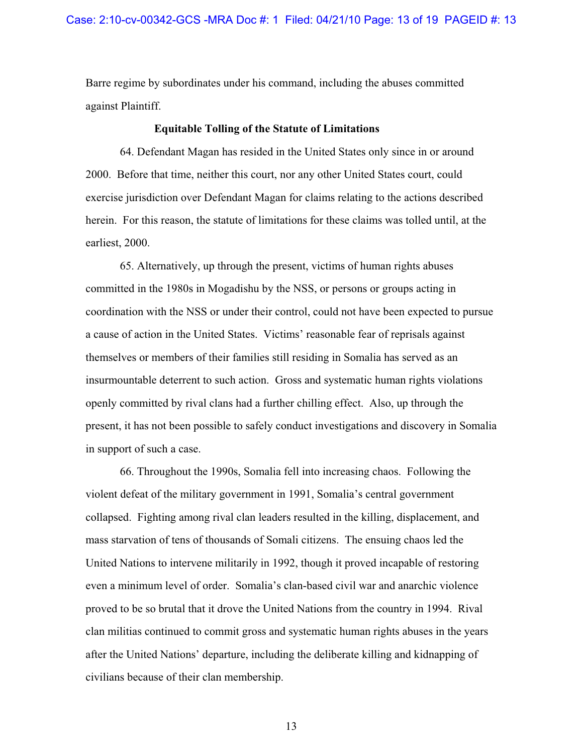Barre regime by subordinates under his command, including the abuses committed against Plaintiff.

**Equitable Tolling of the Statute of Limitations**

64. Defendant Magan has resided in the United States only since in or around 2000. Before that time, neither this court, nor any other United States court, could exercise jurisdiction over Defendant Magan for claims relating to the actions described herein. For this reason, the statute of limitations for these claims was tolled until, at the earliest, 2000.

65. Alternatively, up through the present, victims of human rights abuses committed in the 1980s in Mogadishu by the NSS, or persons or groups acting in coordination with the NSS or under their control, could not have been expected to pursue a cause of action in the United States. Victims' reasonable fear of reprisals against themselves or members of their families still residing in Somalia has served as an insurmountable deterrent to such action. Gross and systematic human rights violations openly committed by rival clans had a further chilling effect. Also, up through the present, it has not been possible to safely conduct investigations and discovery in Somalia in support of such a case.

66. Throughout the 1990s, Somalia fell into increasing chaos. Following the violent defeat of the military government in 1991, Somalia's central government collapsed. Fighting among rival clan leaders resulted in the killing, displacement, and mass starvation of tens of thousands of Somali citizens. The ensuing chaos led the United Nations to intervene militarily in 1992, though it proved incapable of restoring even a minimum level of order. Somalia's clan-based civil war and anarchic violence proved to be so brutal that it drove the United Nations from the country in 1994. Rival clan militias continued to commit gross and systematic human rights abuses in the years after the United Nations' departure, including the deliberate killing and kidnapping of civilians because of their clan membership.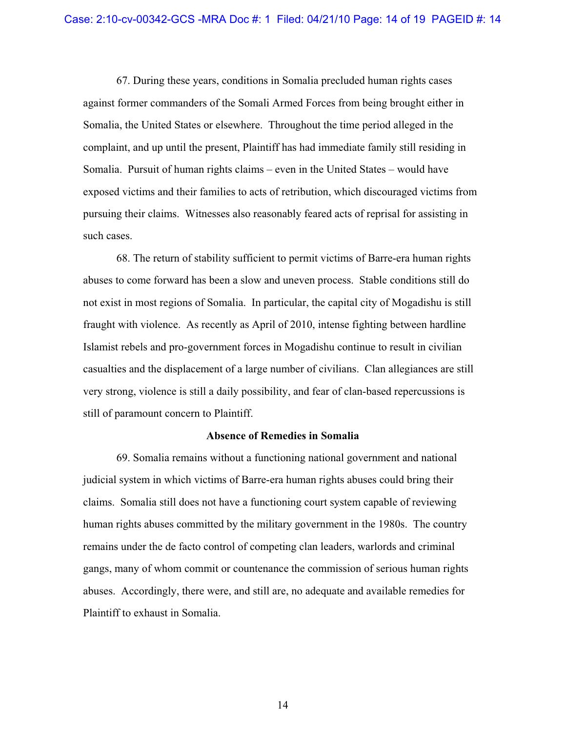67. During these years, conditions in Somalia precluded human rights cases against former commanders of the Somali Armed Forces from being brought either in Somalia, the United States or elsewhere. Throughout the time period alleged in the complaint, and up until the present, Plaintiff has had immediate family still residing in Somalia. Pursuit of human rights claims – even in the United States – would have exposed victims and their families to acts of retribution, which discouraged victims from pursuing their claims. Witnesses also reasonably feared acts of reprisal for assisting in such cases.

68. The return of stability sufficient to permit victims of Barre-era human rights abuses to come forward has been a slow and uneven process. Stable conditions still do not exist in most regions of Somalia. In particular, the capital city of Mogadishu is still fraught with violence. As recently as April of 2010, intense fighting between hardline Islamist rebels and pro-government forces in Mogadishu continue to result in civilian casualties and the displacement of a large number of civilians. Clan allegiances are still very strong, violence is still a daily possibility, and fear of clan-based repercussions is still of paramount concern to Plaintiff.

**Absence of Remedies in Somalia**

69. Somalia remains without a functioning national government and national judicial system in which victims of Barre-era human rights abuses could bring their claims. Somalia still does not have a functioning court system capable of reviewing human rights abuses committed by the military government in the 1980s. The country remains under the de facto control of competing clan leaders, warlords and criminal gangs, many of whom commit or countenance the commission of serious human rights abuses. Accordingly, there were, and still are, no adequate and available remedies for Plaintiff to exhaust in Somalia.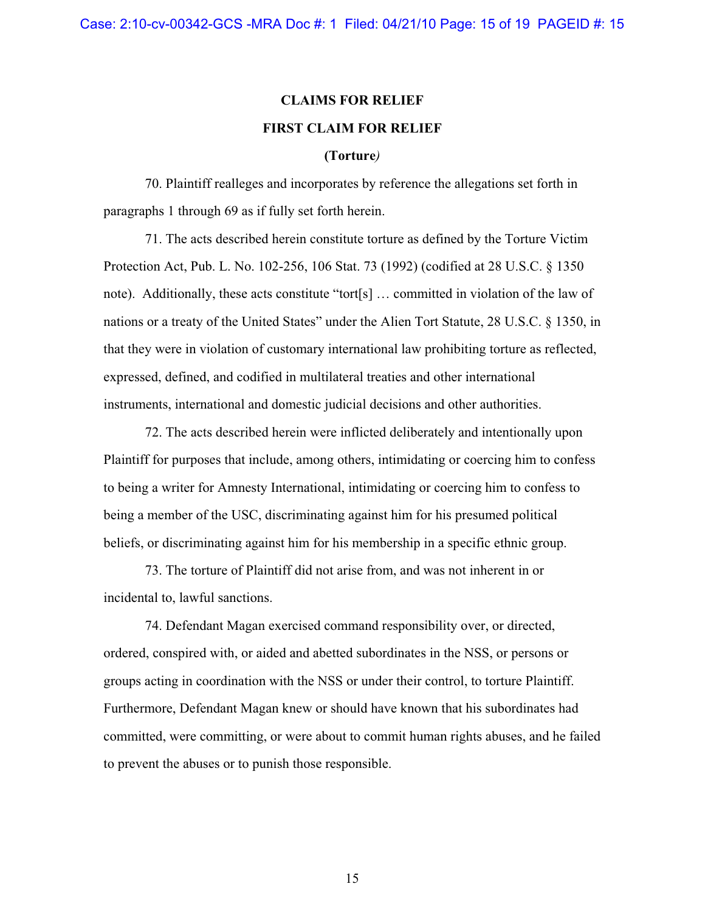## CLAIMS FOR RELIEF

## FIRST CLAIM FOR RELIEF

### (Torture)

70. Plaintiff realleges and incorporates by reference the allegations set forth in paragraphs 1 through 69 as if fully set forth herein.

71. The acts described herein constitute torture as defined by the Torture Victim Protection Act, Pub. L. No. 102-256, 106 Stat. 73 (1992) (codified at 28 U.S.C. § 1350 note). Additionally, these acts constitute "tort[s] … committed in violation of the law of nations or a treaty of the United States" under the Alien Tort Statute, 28 U.S.C. § 1350, in that they were in violation of customary international law prohibiting torture as reflected, expressed, defined, and codified in multilateral treaties and other international instruments, international and domestic judicial decisions and other authorities.

72. The acts described herein were inflicted deliberately and intentionally upon Plaintiff for purposes that include, among others, intimidating or coercing him to confess to being a writer for Amnesty International, intimidating or coercing him to confess to being a member of the USC, discriminating against him for his presumed political beliefs, or discriminating against him for his membership in a specific ethnic group.

73. The torture of Plaintiff did not arise from, and was not inherent in or incidental to, lawful sanctions.

74. Defendant Magan exercised command responsibility over, or directed, ordered, conspired with, or aided and abetted subordinates in the NSS, or persons or groups acting in coordination with the NSS or under their control, to torture Plaintiff. Furthermore, Defendant Magan knew or should have known that his subordinates had committed, were committing, or were about to commit human rights abuses, and he failed to prevent the abuses or to punish those responsible.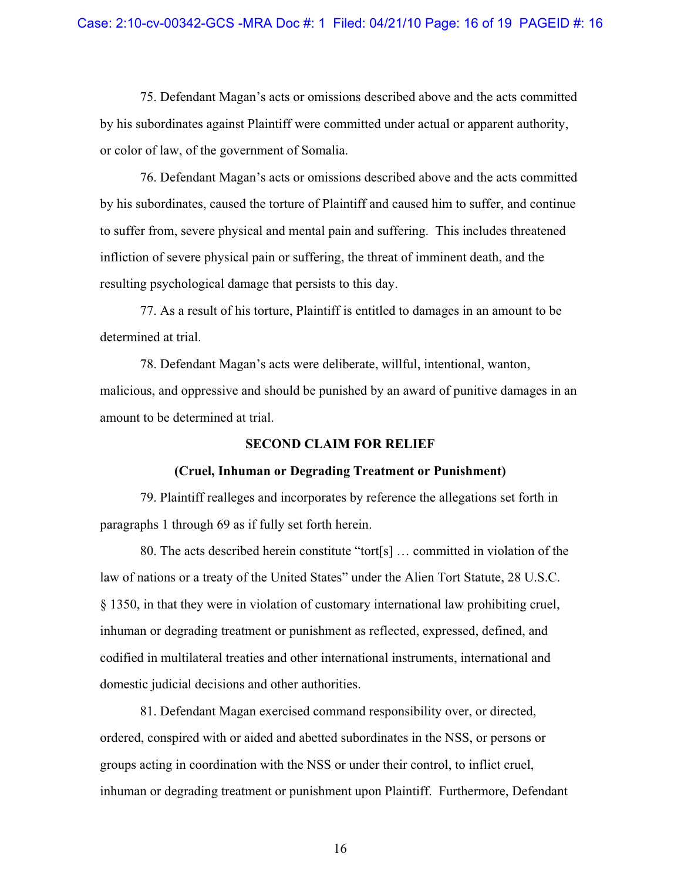75. Defendant Magan's acts or omissions described above and the acts committed by his subordinates against Plaintiff were committed under actual or apparent authority, or color of law, of the government of Somalia.

76. Defendant Magan's acts or omissions described above and the acts committed by his subordinates, caused the torture of Plaintiff and caused him to suffer, and continue to suffer from, severe physical and mental pain and suffering. This includes threatened infliction of severe physical pain or suffering, the threat of imminent death, and the resulting psychological damage that persists to this day.

77. As a result of his torture, Plaintiff is entitled to damages in an amount to be determined at trial.

78. Defendant Magan's acts were deliberate, willful, intentional, wanton, malicious, and oppressive and should be punished by an award of punitive damages in an amount to be determined at trial.

**SECOND CLAIM FOR RELIEF**

**(Cruel, Inhuman or Degrading Treatment or Punishment)**

79. Plaintiff realleges and incorporates by reference the allegations set forth in paragraphs 1 through 69 as if fully set forth herein.

80. The acts described herein constitute "tort[s] … committed in violation of the law of nations or a treaty of the United States" under the Alien Tort Statute, 28 U.S.C. § 1350, in that they were in violation of customary international law prohibiting cruel, inhuman or degrading treatment or punishment as reflected, expressed, defined, and codified in multilateral treaties and other international instruments, international and domestic judicial decisions and other authorities.

81. Defendant Magan exercised command responsibility over, or directed, ordered, conspired with or aided and abetted subordinates in the NSS, or persons or groups acting in coordination with the NSS or under their control, to inflict cruel, inhuman or degrading treatment or punishment upon Plaintiff. Furthermore, Defendant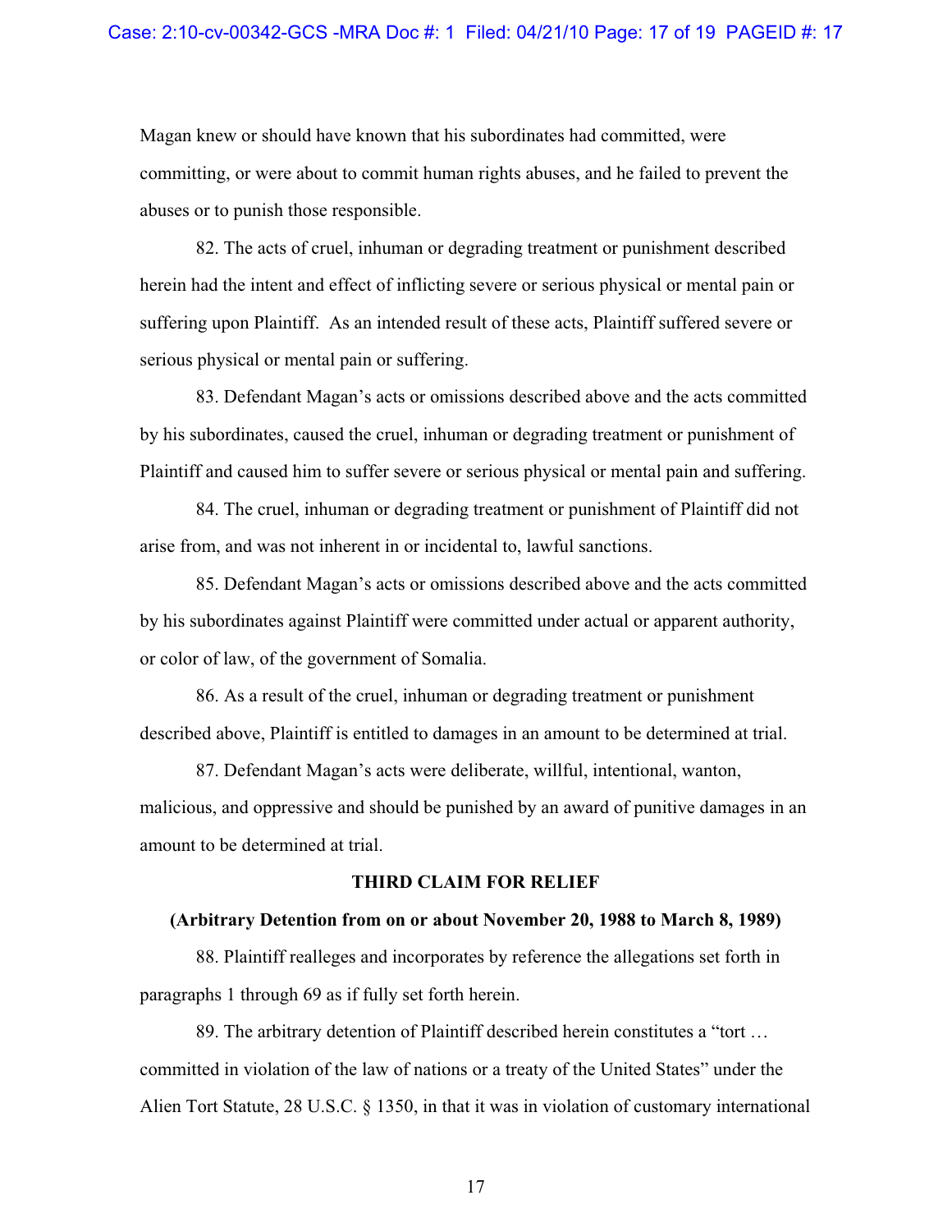Magan knew or should have known that his subordinates had committed, were committing, or were about to commit human rights abuses, and he failed to prevent the abuses or to punish those responsible.

82. The acts of cruel, inhuman or degrading treatment or punishment described herein had the intent and effect of inflicting severe or serious physical or mental pain or suffering upon Plaintiff. As an intended result of these acts, Plaintiff suffered severe or serious physical or mental pain or suffering.

83. Defendant Magan's acts or omissions described above and the acts committed by his subordinates, caused the cruel, inhuman or degrading treatment or punishment of Plaintiff and caused him to suffer severe or serious physical or mental pain and suffering.

84. The cruel, inhuman or degrading treatment or punishment of Plaintiff did not arise from, and was not inherent in or incidental to, lawful sanctions.

85. Defendant Magan's acts or omissions described above and the acts committed by his subordinates against Plaintiff were committed under actual or apparent authority, or color of law, of the government of Somalia.

86. As a result of the cruel, inhuman or degrading treatment or punishment described above, Plaintiff is entitled to damages in an amount to be determined at trial.

87. Defendant Magan's acts were deliberate, willful, intentional, wanton, malicious, and oppressive and should be punished by an award of punitive damages in an amount to be determined at trial.

## THIRD CLAIM FOR RELIEF

### (Arbitrary Detention from on or about November 20, 1988 to March 8, 1989)

88. Plaintiff realleges and incorporates by reference the allegations set forth in paragraphs 1 through 69 as if fully set forth herein.

89. The arbitrary detention of Plaintiff described herein constitutes a "tort … committed in violation of the law of nations or a treaty of the United States" under the Alien Tort Statute, 28 U.S.C. § 1350, in that it was in violation of customary international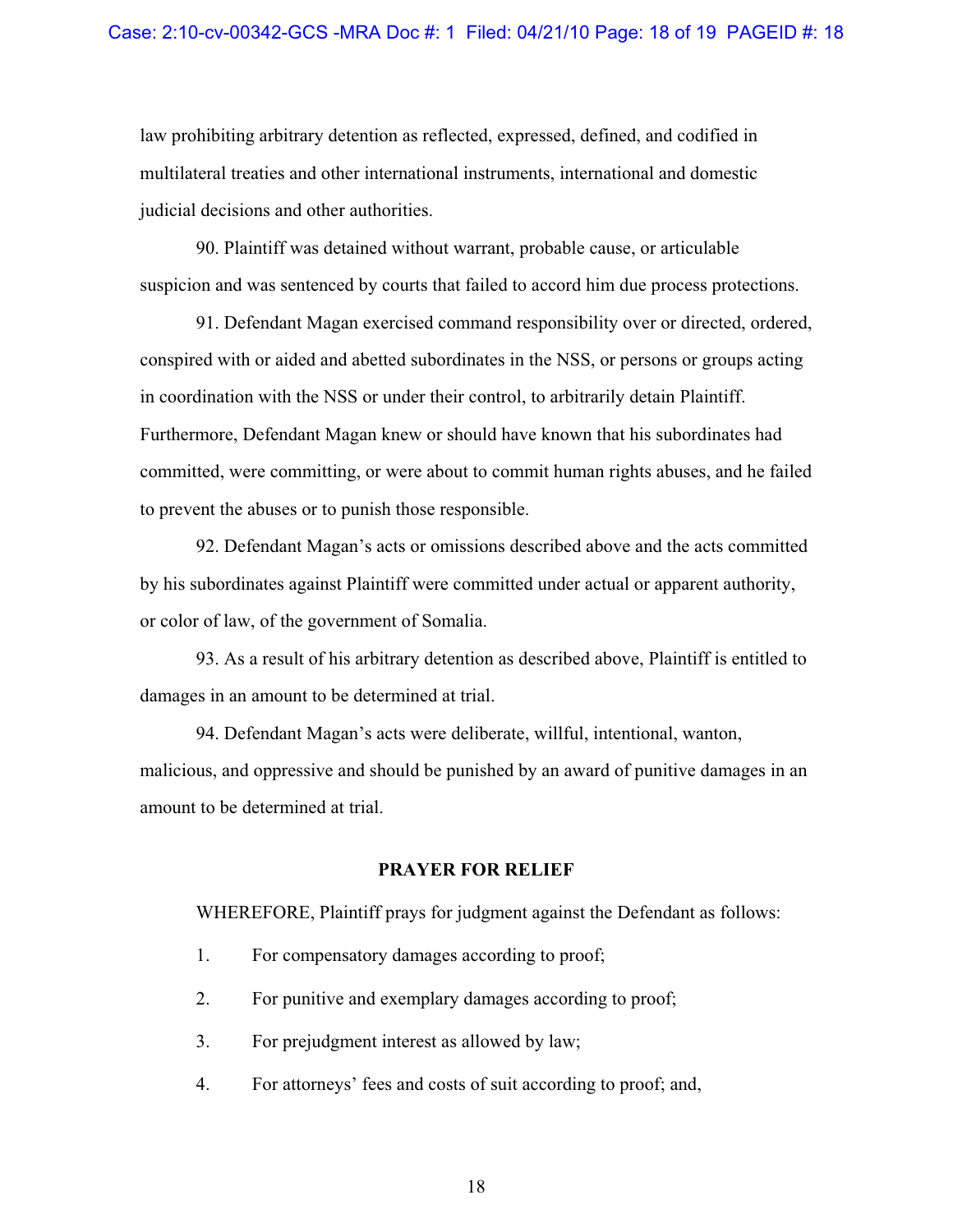law prohibiting arbitrary detention as reflected, expressed, defined, and codified in multilateral treaties and other international instruments, international and domestic judicial decisions and other authorities.

90. Plaintiff was detained without warrant, probable cause, or articulable suspicion and was sentenced by courts that failed to accord him due process protections.

91. Defendant Magan exercised command responsibility over or directed, ordered, conspired with or aided and abetted subordinates in the NSS, or persons or groups acting in coordination with the NSS or under their control, to arbitrarily detain Plaintiff. Furthermore, Defendant Magan knew or should have known that his subordinates had committed, were committing, or were about to commit human rights abuses, and he failed to prevent the abuses or to punish those responsible.

92. Defendant Magan's acts or omissions described above and the acts committed by his subordinates against Plaintiff were committed under actual or apparent authority, or color of law, of the government of Somalia.

93. As a result of his arbitrary detention as described above, Plaintiff is entitled to damages in an amount to be determined at trial.

94. Defendant Magan's acts were deliberate, willful, intentional, wanton, malicious, and oppressive and should be punished by an award of punitive damages in an amount to be determined at trial.

## PRAYER FOR RELIEF

WHEREFORE, Plaintiff prays for judgment against the Defendant as follows:

1. For compensatory damages according to proof;
2. For punitive and exemplary damages according to proof;
3. For prejudgment interest as allowed by law;
4. For attorneys' fees and costs of suit according to proof; and,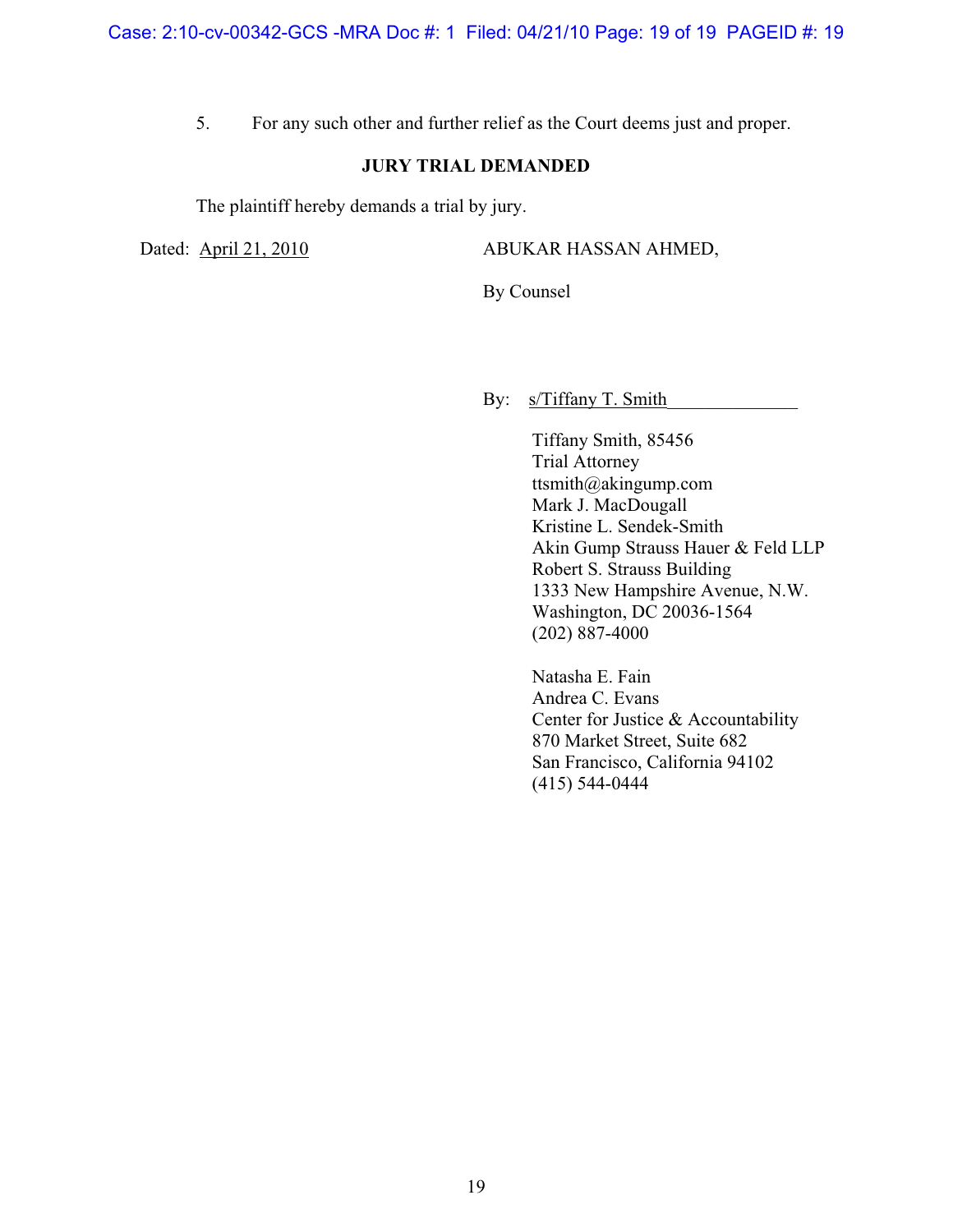5. For any such other and further relief as the Court deems just and proper.

**JURY TRIAL DEMANDED**

The plaintiff hereby demands a trial by jury.

Dated: April 21, 2010

ABUKAR HASSAN AHMED,

By Counsel

By: s/Tiffany T. Smith

Tiffany Smith, 85456
Trial Attorney
ttsmith@akingump.com
Mark J. MacDougall
Kristine L. Sendek-Smith
Akin Gump Strauss Hauer & Feld LLP
Robert S. Strauss Building
1333 New Hampshire Avenue, N.W.
Washington, DC 20036-1564
(202) 887-4000

Natasha E. Fain
Andrea C. Evans
Center for Justice & Accountability
870 Market Street, Suite 682
San Francisco, California 94102
(415) 544-0444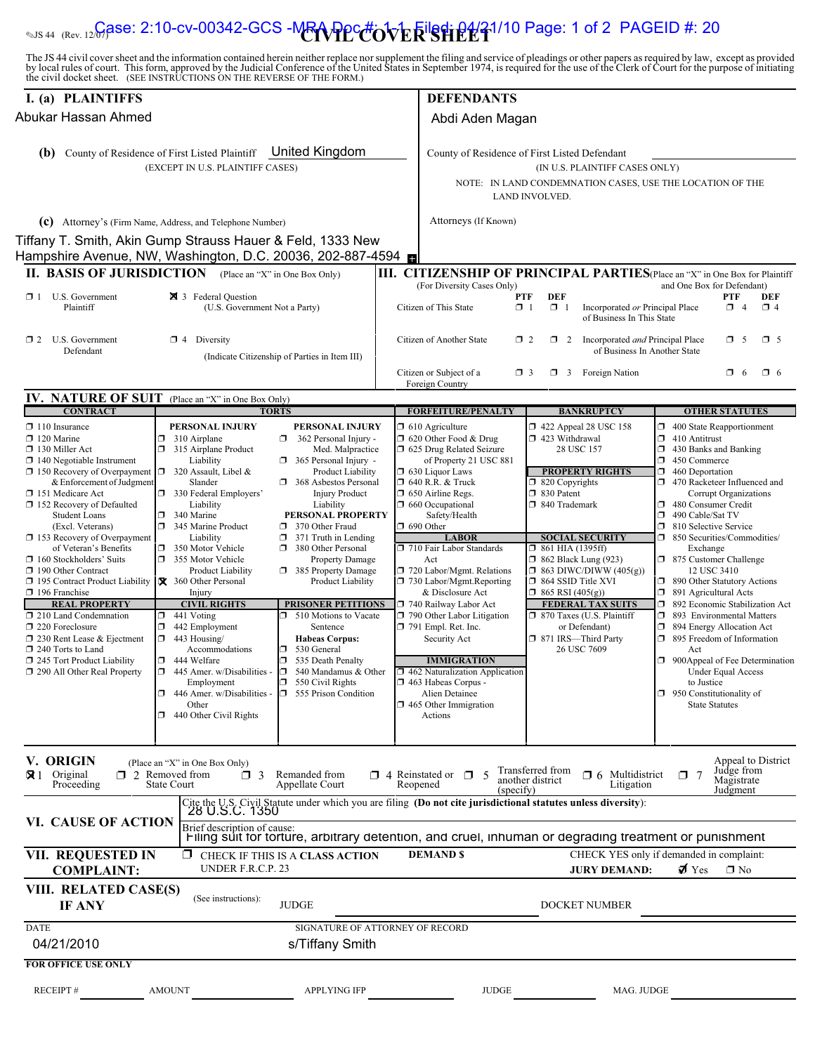JS 44 (Rev. 12/07)

# CIVIL COVER SHEET

The JS 44 civil cover sheet and the information contained herein neither replace nor supplement the filing and service of pleadings or other papers as required by law, except as provided by local rules of court. This form, approved by the Judicial Conference of the United States in September 1974, is required for the use of the Clerk of Court for the purpose of initiating the civil docket sheet. (SEE INSTRUCTIONS ON THE REVERSE OF THE FORM.)

## I. (a) PLAINTIFFS

Abukar Hassan Ahmed

**(b)** County of Residence of First Listed Plaintiff: United Kingdom
(EXCEPT IN U.S. PLAINTIFF CASES)

**(c)** Attorney's (Firm Name, Address, and Telephone Number)

Tiffany T. Smith, Akin Gump Strauss Hauer & Feld, 1333 New Hampshire Avenue, NW, Washington, D.C. 20036, 202-887-4594

## DEFENDANTS

Abdi Aden Magan

County of Residence of First Listed Defendant
(IN U.S. PLAINTIFF CASES ONLY)

NOTE: IN LAND CONDEMNATION CASES, USE THE LOCATION OF THE LAND INVOLVED.

Attorneys (If Known)

## II. BASIS OF JURISDICTION (Place an "X" in One Box Only)

- ☐ 1 U.S. Government Plaintiff
- ☒ 3 Federal Question (U.S. Government Not a Party)
- ☐ 2 U.S. Government Defendant
- ☐ 4 Diversity (Indicate Citizenship of Parties in Item III)

## III. CITIZENSHIP OF PRINCIPAL PARTIES (Place an "X" in One Box for Plaintiff and One Box for Defendant) (For Diversity Cases Only)

| | PTF | DEF | | PTF | DEF |
|---|---|---|---|---|---|
| Citizen of This State | ☐ 1 | ☐ 1 | Incorporated or Principal Place of Business In This State | ☐ 4 | ☐ 4 |
| Citizen of Another State | ☐ 2 | ☐ 2 | Incorporated and Principal Place of Business In Another State | ☐ 5 | ☐ 5 |
| Citizen or Subject of a Foreign Country | ☐ 3 | ☐ 3 | Foreign Nation | ☐ 6 | ☐ 6 |

## IV. NATURE OF SUIT (Place an "X" in One Box Only)

**CONTRACT**
- ☐ 110 Insurance
- ☐ 120 Marine
- ☐ 130 Miller Act
- ☐ 140 Negotiable Instrument
- ☐ 150 Recovery of Overpayment & Enforcement of Judgment
- ☐ 151 Medicare Act
- ☐ 152 Recovery of Defaulted Student Loans (Excl. Veterans)
- ☐ 153 Recovery of Overpayment of Veteran's Benefits
- ☐ 160 Stockholders' Suits
- ☐ 190 Other Contract
- ☐ 195 Contract Product Liability
- ☐ 196 Franchise

**REAL PROPERTY**
- ☐ 210 Land Condemnation
- ☐ 220 Foreclosure
- ☐ 230 Rent Lease & Ejectment
- ☐ 240 Torts to Land
- ☐ 245 Tort Product Liability
- ☐ 290 All Other Real Property

**TORTS**

PERSONAL INJURY
- ☐ 310 Airplane
- ☐ 315 Airplane Product Liability
- ☐ 320 Assault, Libel & Slander
- ☐ 330 Federal Employers' Liability
- ☐ 340 Marine
- ☐ 345 Marine Product Liability
- ☐ 350 Motor Vehicle
- ☐ 355 Motor Vehicle Product Liability
- ☒ 360 Other Personal Injury

PERSONAL INJURY
- ☐ 362 Personal Injury - Med. Malpractice
- ☐ 365 Personal Injury - Product Liability
- ☐ 368 Asbestos Personal Injury Product Liability

PERSONAL PROPERTY
- ☐ 370 Other Fraud
- ☐ 371 Truth in Lending
- ☐ 380 Other Personal Property Damage
- ☐ 385 Property Damage Product Liability

**CIVIL RIGHTS**
- ☐ 441 Voting
- ☐ 442 Employment
- ☐ 443 Housing/ Accommodations
- ☐ 444 Welfare
- ☐ 445 Amer. w/Disabilities - Employment
- ☐ 446 Amer. w/Disabilities - Other
- ☐ 440 Other Civil Rights

**PRISONER PETITIONS**
- ☐ 510 Motions to Vacate Sentence

Habeas Corpus:
- ☐ 530 General
- ☐ 535 Death Penalty
- ☐ 540 Mandamus & Other
- ☐ 550 Civil Rights
- ☐ 555 Prison Condition

**FORFEITURE/PENALTY**
- ☐ 610 Agriculture
- ☐ 620 Other Food & Drug
- ☐ 625 Drug Related Seizure of Property 21 USC 881
- ☐ 630 Liquor Laws
- ☐ 640 R.R. & Truck
- ☐ 650 Airline Regs.
- ☐ 660 Occupational Safety/Health
- ☐ 690 Other

**LABOR**
- ☐ 710 Fair Labor Standards Act
- ☐ 720 Labor/Mgmt. Relations
- ☐ 730 Labor/Mgmt.Reporting & Disclosure Act
- ☐ 740 Railway Labor Act
- ☐ 790 Other Labor Litigation
- ☐ 791 Empl. Ret. Inc. Security Act

**IMMIGRATION**
- ☐ 462 Naturalization Application
- ☐ 463 Habeas Corpus - Alien Detainee
- ☐ 465 Other Immigration Actions

**BANKRUPTCY**
- ☐ 422 Appeal 28 USC 158
- ☐ 423 Withdrawal 28 USC 157

**PROPERTY RIGHTS**
- ☐ 820 Copyrights
- ☐ 830 Patent
- ☐ 840 Trademark

**SOCIAL SECURITY**
- ☐ 861 HIA (1395ff)
- ☐ 862 Black Lung (923)
- ☐ 863 DIWC/DIWW (405(g))
- ☐ 864 SSID Title XVI
- ☐ 865 RSI (405(g))

**FEDERAL TAX SUITS**
- ☐ 870 Taxes (U.S. Plaintiff or Defendant)
- ☐ 871 IRS—Third Party 26 USC 7609

**OTHER STATUTES**
- ☐ 400 State Reapportionment
- ☐ 410 Antitrust
- ☐ 430 Banks and Banking
- ☐ 450 Commerce
- ☐ 460 Deportation
- ☐ 470 Racketeer Influenced and Corrupt Organizations
- ☐ 480 Consumer Credit
- ☐ 490 Cable/Sat TV
- ☐ 810 Selective Service
- ☐ 850 Securities/Commodities/ Exchange
- ☐ 875 Customer Challenge 12 USC 3410
- ☐ 890 Other Statutory Actions
- ☐ 891 Agricultural Acts
- ☐ 892 Economic Stabilization Act
- ☐ 893 Environmental Matters
- ☐ 894 Energy Allocation Act
- ☐ 895 Freedom of Information Act
- ☐ 900 Appeal of Fee Determination Under Equal Access to Justice
- ☐ 950 Constitutionality of State Statutes

## V. ORIGIN (Place an "X" in One Box Only)

- ☒ 1 Original Proceeding
- ☐ 2 Removed from State Court
- ☐ 3 Remanded from Appellate Court
- ☐ 4 Reinstated or Reopened
- ☐ 5 Transferred from another district (specify)
- ☐ 6 Multidistrict Litigation
- ☐ 7 Appeal to District Judge from Magistrate Judgment

## VI. CAUSE OF ACTION

Cite the U.S. Civil Statute under which you are filing **(Do not cite jurisdictional statutes unless diversity)**:
28 U.S.C. 1350

Brief description of cause:
Filing suit for torture, arbitrary detention, and cruel, inhuman or degrading treatment or punishment

## VII. REQUESTED IN COMPLAINT:

☐ CHECK IF THIS IS A CLASS ACTION UNDER F.R.C.P. 23

DEMAND $

CHECK YES only if demanded in complaint:
**JURY DEMAND:** ☑ Yes ☐ No

## VIII. RELATED CASE(S) IF ANY

(See instructions): JUDGE ______ DOCKET NUMBER ______

DATE: 04/21/2010

SIGNATURE OF ATTORNEY OF RECORD: s/Tiffany Smith

**FOR OFFICE USE ONLY**

RECEIPT # ______ AMOUNT ______ APPLYING IFP ______ JUDGE ______ MAG. JUDGE ______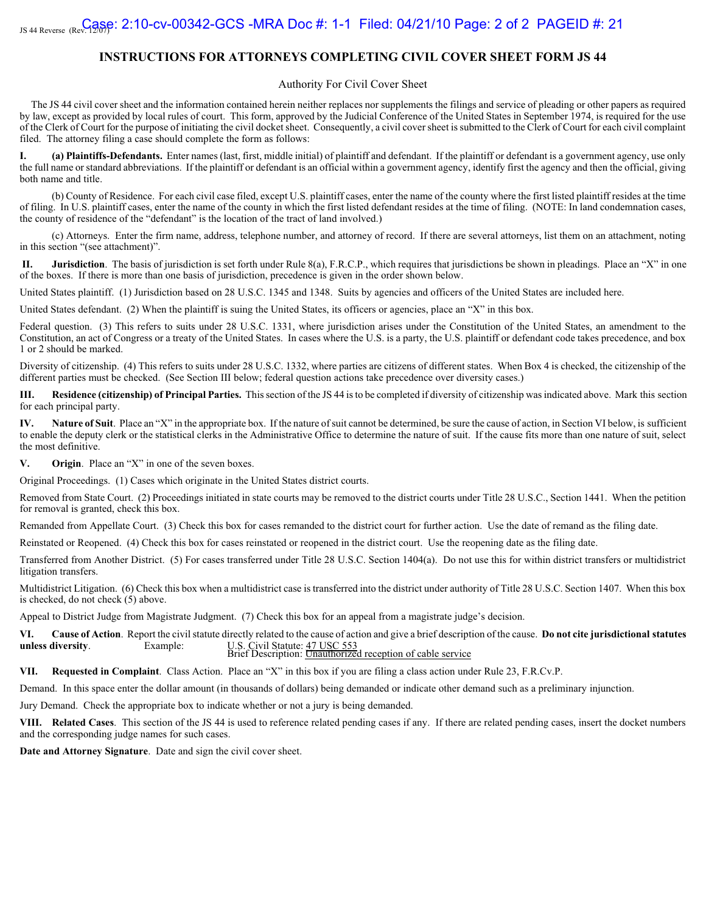# INSTRUCTIONS FOR ATTORNEYS COMPLETING CIVIL COVER SHEET FORM JS 44

Authority For Civil Cover Sheet

The JS 44 civil cover sheet and the information contained herein neither replaces nor supplements the filings and service of pleading or other papers as required by law, except as provided by local rules of court. This form, approved by the Judicial Conference of the United States in September 1974, is required for the use of the Clerk of Court for the purpose of initiating the civil docket sheet. Consequently, a civil cover sheet is submitted to the Clerk of Court for each civil complaint filed. The attorney filing a case should complete the form as follows:

**I. (a) Plaintiffs-Defendants.** Enter names (last, first, middle initial) of plaintiff and defendant. If the plaintiff or defendant is a government agency, use only the full name or standard abbreviations. If the plaintiff or defendant is an official within a government agency, identify first the agency and then the official, giving both name and title.

(b) County of Residence. For each civil case filed, except U.S. plaintiff cases, enter the name of the county where the first listed plaintiff resides at the time of filing. In U.S. plaintiff cases, enter the name of the county in which the first listed defendant resides at the time of filing. (NOTE: In land condemnation cases, the county of residence of the "defendant" is the location of the tract of land involved.)

(c) Attorneys. Enter the firm name, address, telephone number, and attorney of record. If there are several attorneys, list them on an attachment, noting in this section "(see attachment)".

**II. Jurisdiction**. The basis of jurisdiction is set forth under Rule 8(a), F.R.C.P., which requires that jurisdictions be shown in pleadings. Place an "X" in one of the boxes. If there is more than one basis of jurisdiction, precedence is given in the order shown below.

United States plaintiff. (1) Jurisdiction based on 28 U.S.C. 1345 and 1348. Suits by agencies and officers of the United States are included here.

United States defendant. (2) When the plaintiff is suing the United States, its officers or agencies, place an "X" in this box.

Federal question. (3) This refers to suits under 28 U.S.C. 1331, where jurisdiction arises under the Constitution of the United States, an amendment to the Constitution, an act of Congress or a treaty of the United States. In cases where the U.S. is a party, the U.S. plaintiff or defendant code takes precedence, and box 1 or 2 should be marked.

Diversity of citizenship. (4) This refers to suits under 28 U.S.C. 1332, where parties are citizens of different states. When Box 4 is checked, the citizenship of the different parties must be checked. (See Section III below; federal question actions take precedence over diversity cases.)

**III. Residence (citizenship) of Principal Parties.** This section of the JS 44 is to be completed if diversity of citizenship was indicated above. Mark this section for each principal party.

**IV. Nature of Suit**. Place an "X" in the appropriate box. If the nature of suit cannot be determined, be sure the cause of action, in Section VI below, is sufficient to enable the deputy clerk or the statistical clerks in the Administrative Office to determine the nature of suit. If the cause fits more than one nature of suit, select the most definitive.

**V. Origin**. Place an "X" in one of the seven boxes.

Original Proceedings. (1) Cases which originate in the United States district courts.

Removed from State Court. (2) Proceedings initiated in state courts may be removed to the district courts under Title 28 U.S.C., Section 1441. When the petition for removal is granted, check this box.

Remanded from Appellate Court. (3) Check this box for cases remanded to the district court for further action. Use the date of remand as the filing date.

Reinstated or Reopened. (4) Check this box for cases reinstated or reopened in the district court. Use the reopening date as the filing date.

Transferred from Another District. (5) For cases transferred under Title 28 U.S.C. Section 1404(a). Do not use this for within district transfers or multidistrict litigation transfers.

Multidistrict Litigation. (6) Check this box when a multidistrict case is transferred into the district under authority of Title 28 U.S.C. Section 1407. When this box is checked, do not check (5) above.

Appeal to District Judge from Magistrate Judgment. (7) Check this box for an appeal from a magistrate judge's decision.

**VI. Cause of Action**. Report the civil statute directly related to the cause of action and give a brief description of the cause. **Do not cite jurisdictional statutes unless diversity**. Example: U.S. Civil Statute: 47 USC 553
Brief Description: Unauthorized reception of cable service

**VII. Requested in Complaint**. Class Action. Place an "X" in this box if you are filing a class action under Rule 23, F.R.Cv.P.

Demand. In this space enter the dollar amount (in thousands of dollars) being demanded or indicate other demand such as a preliminary injunction.

Jury Demand. Check the appropriate box to indicate whether or not a jury is being demanded.

**VIII. Related Cases**. This section of the JS 44 is used to reference related pending cases if any. If there are related pending cases, insert the docket numbers and the corresponding judge names for such cases.

**Date and Attorney Signature**. Date and sign the civil cover sheet.